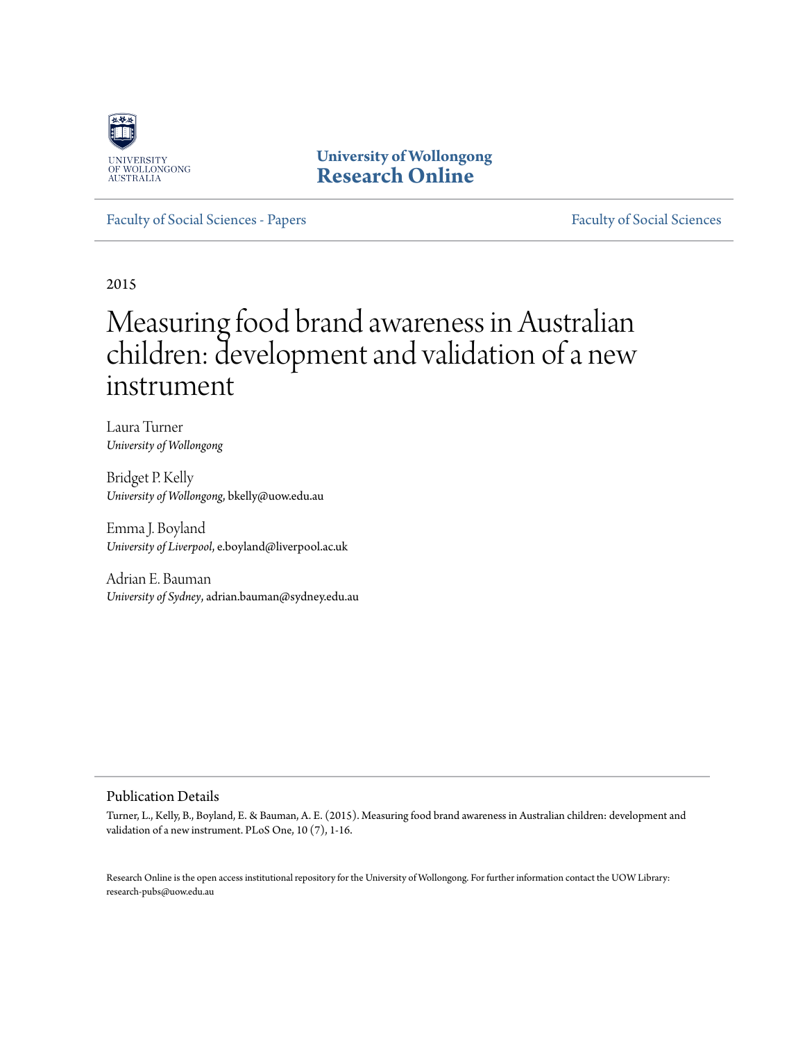UNIVERSITY OF WOLLONGONG AUSTRALIA

**University of Wollongong Research Online**

Faculty of Social Sciences - Papers | Faculty of Social Sciences

2015

# Measuring food brand awareness in Australian children: development and validation of a new instrument

Laura Turner
*University of Wollongong*

Bridget P. Kelly
*University of Wollongong*, bkelly@uow.edu.au

Emma J. Boyland
*University of Liverpool*, e.boyland@liverpool.ac.uk

Adrian E. Bauman
*University of Sydney*, adrian.bauman@sydney.edu.au

## Publication Details

Turner, L., Kelly, B., Boyland, E. & Bauman, A. E. (2015). Measuring food brand awareness in Australian children: development and validation of a new instrument. PLoS One, 10 (7), 1-16.

Research Online is the open access institutional repository for the University of Wollongong. For further information contact the UOW Library: research-pubs@uow.edu.au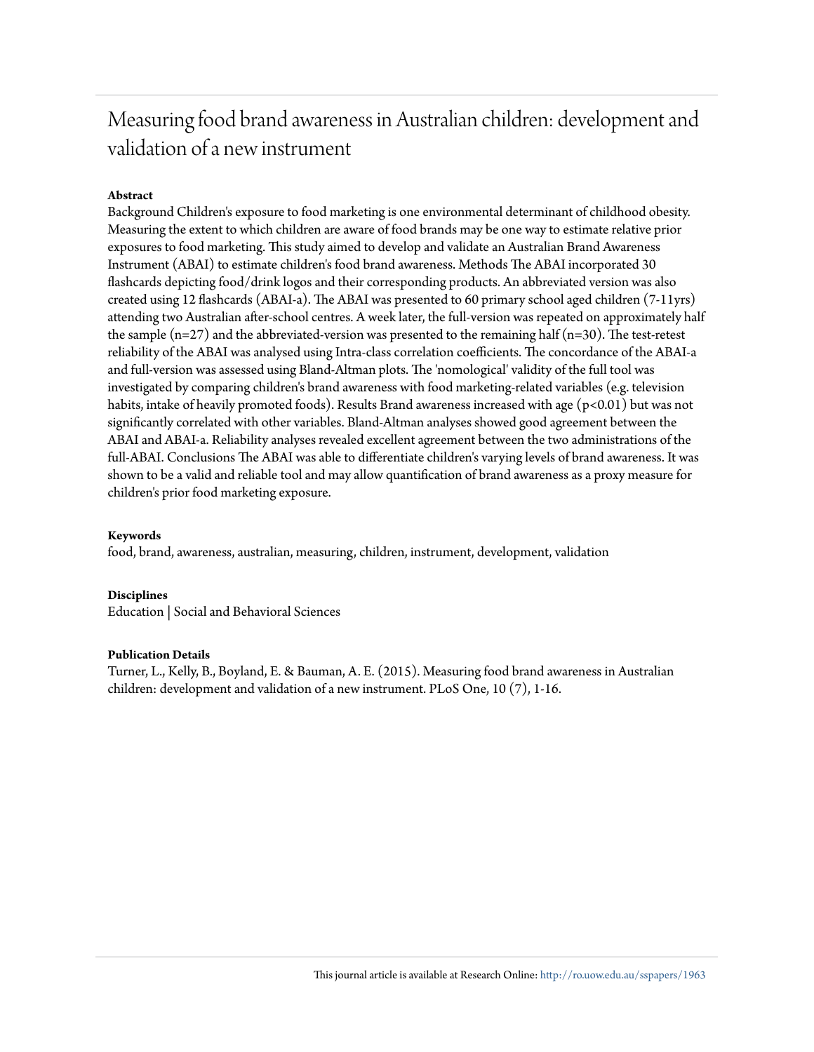# Measuring food brand awareness in Australian children: development and validation of a new instrument

**Abstract**

Background Children's exposure to food marketing is one environmental determinant of childhood obesity. Measuring the extent to which children are aware of food brands may be one way to estimate relative prior exposures to food marketing. This study aimed to develop and validate an Australian Brand Awareness Instrument (ABAI) to estimate children's food brand awareness. Methods The ABAI incorporated 30 flashcards depicting food/drink logos and their corresponding products. An abbreviated version was also created using 12 flashcards (ABAI-a). The ABAI was presented to 60 primary school aged children (7-11yrs) attending two Australian after-school centres. A week later, the full-version was repeated on approximately half the sample (n=27) and the abbreviated-version was presented to the remaining half (n=30). The test-retest reliability of the ABAI was analysed using Intra-class correlation coefficients. The concordance of the ABAI-a and full-version was assessed using Bland-Altman plots. The 'nomological' validity of the full tool was investigated by comparing children's brand awareness with food marketing-related variables (e.g. television habits, intake of heavily promoted foods). Results Brand awareness increased with age (p<0.01) but was not significantly correlated with other variables. Bland-Altman analyses showed good agreement between the ABAI and ABAI-a. Reliability analyses revealed excellent agreement between the two administrations of the full-ABAI. Conclusions The ABAI was able to differentiate children's varying levels of brand awareness. It was shown to be a valid and reliable tool and may allow quantification of brand awareness as a proxy measure for children's prior food marketing exposure.

**Keywords**

food, brand, awareness, australian, measuring, children, instrument, development, validation

**Disciplines**

Education | Social and Behavioral Sciences

**Publication Details**

Turner, L., Kelly, B., Boyland, E. & Bauman, A. E. (2015). Measuring food brand awareness in Australian children: development and validation of a new instrument. PLoS One, 10 (7), 1-16.

This journal article is available at Research Online: http://ro.uow.edu.au/sspapers/1963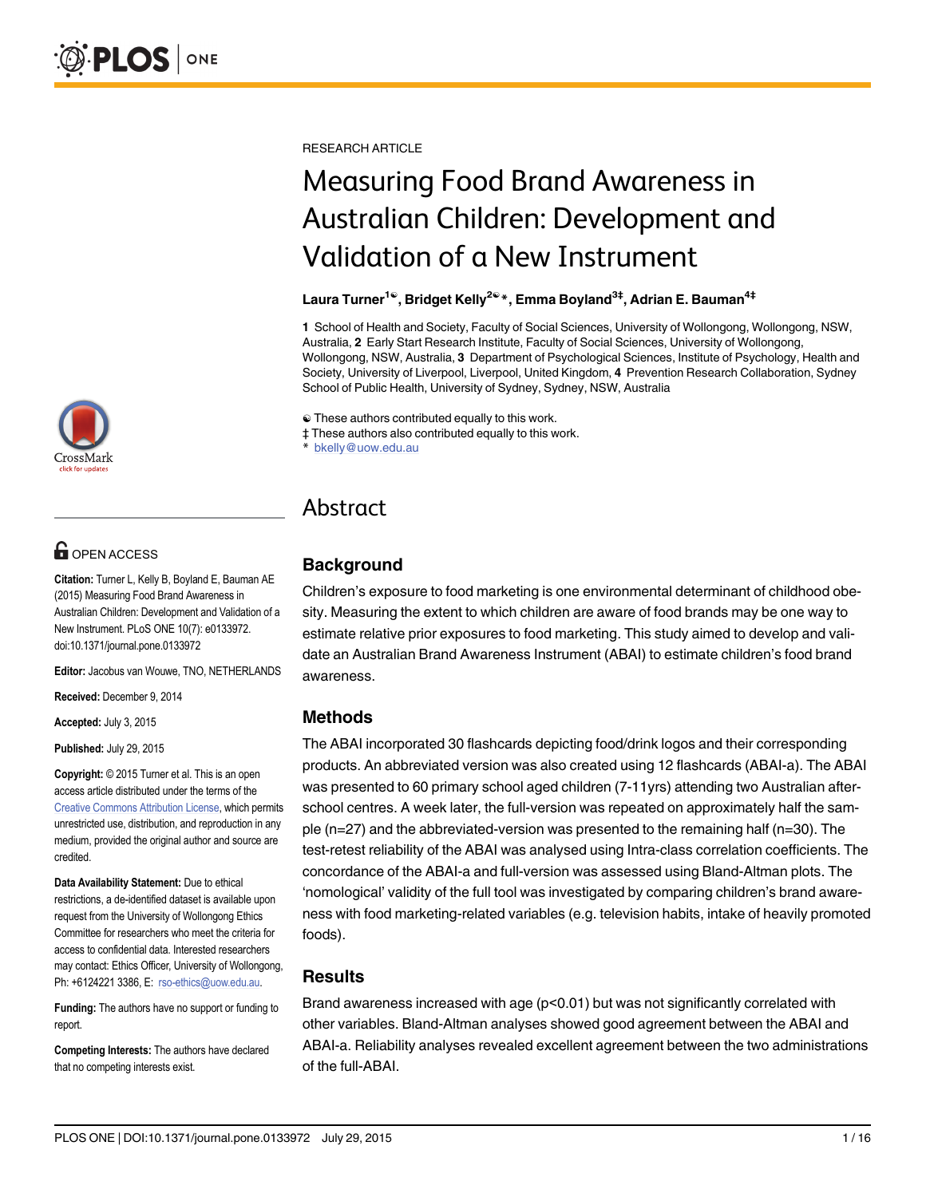RESEARCH ARTICLE

# Measuring Food Brand Awareness in Australian Children: Development and Validation of a New Instrument

**Laura Turner[1☯], Bridget Kelly[2☯]*, Emma Boyland[3‡], Adrian E. Bauman[4‡]**

**1** School of Health and Society, Faculty of Social Sciences, University of Wollongong, Wollongong, NSW, Australia, **2** Early Start Research Institute, Faculty of Social Sciences, University of Wollongong, Wollongong, NSW, Australia, **3** Department of Psychological Sciences, Institute of Psychology, Health and Society, University of Liverpool, Liverpool, United Kingdom, **4** Prevention Research Collaboration, Sydney School of Public Health, University of Sydney, Sydney, NSW, Australia

☯ These authors contributed equally to this work.
‡ These authors also contributed equally to this work.
* bkelly@uow.edu.au

OPEN ACCESS

**Citation:** Turner L, Kelly B, Boyland E, Bauman AE (2015) Measuring Food Brand Awareness in Australian Children: Development and Validation of a New Instrument. PLoS ONE 10(7): e0133972. doi:10.1371/journal.pone.0133972

**Editor:** Jacobus van Wouwe, TNO, NETHERLANDS

**Received:** December 9, 2014

**Accepted:** July 3, 2015

**Published:** July 29, 2015

**Copyright:** © 2015 Turner et al. This is an open access article distributed under the terms of the Creative Commons Attribution License, which permits unrestricted use, distribution, and reproduction in any medium, provided the original author and source are credited.

**Data Availability Statement:** Due to ethical restrictions, a de-identified dataset is available upon request from the University of Wollongong Ethics Committee for researchers who meet the criteria for access to confidential data. Interested researchers may contact: Ethics Officer, University of Wollongong, Ph: +6124221 3386, E: rso-ethics@uow.edu.au.

**Funding:** The authors have no support or funding to report.

**Competing Interests:** The authors have declared that no competing interests exist.

## Abstract

### Background

Children's exposure to food marketing is one environmental determinant of childhood obesity. Measuring the extent to which children are aware of food brands may be one way to estimate relative prior exposures to food marketing. This study aimed to develop and validate an Australian Brand Awareness Instrument (ABAI) to estimate children's food brand awareness.

### Methods

The ABAI incorporated 30 flashcards depicting food/drink logos and their corresponding products. An abbreviated version was also created using 12 flashcards (ABAI-a). The ABAI was presented to 60 primary school aged children (7-11yrs) attending two Australian after-school centres. A week later, the full-version was repeated on approximately half the sample (n=27) and the abbreviated-version was presented to the remaining half (n=30). The test-retest reliability of the ABAI was analysed using Intra-class correlation coefficients. The concordance of the ABAI-a and full-version was assessed using Bland-Altman plots. The 'nomological' validity of the full tool was investigated by comparing children's brand awareness with food marketing-related variables (e.g. television habits, intake of heavily promoted foods).

### Results

Brand awareness increased with age ($p<0.01$) but was not significantly correlated with other variables. Bland-Altman analyses showed good agreement between the ABAI and ABAI-a. Reliability analyses revealed excellent agreement between the two administrations of the full-ABAI.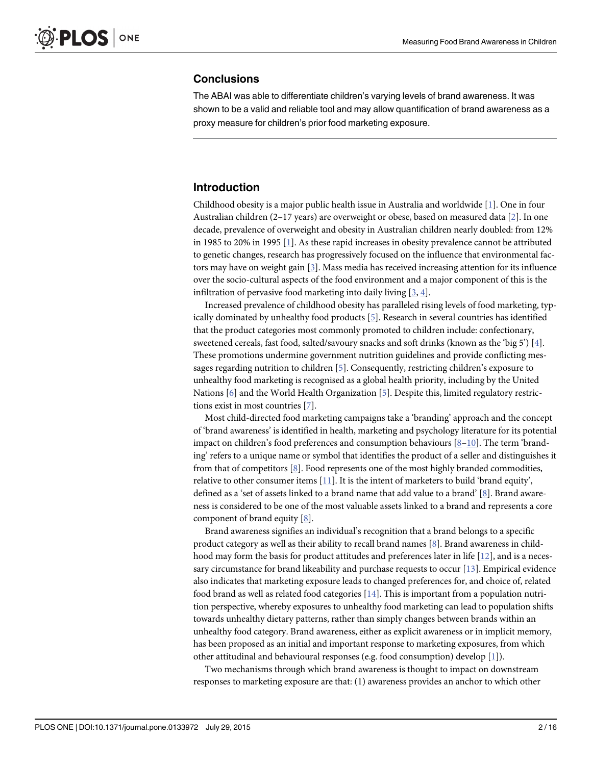## Conclusions

The ABAI was able to differentiate children's varying levels of brand awareness. It was shown to be a valid and reliable tool and may allow quantification of brand awareness as a proxy measure for children's prior food marketing exposure.

## Introduction

Childhood obesity is a major public health issue in Australia and worldwide [1]. One in four Australian children (2–17 years) are overweight or obese, based on measured data [2]. In one decade, prevalence of overweight and obesity in Australian children nearly doubled: from 12% in 1985 to 20% in 1995 [1]. As these rapid increases in obesity prevalence cannot be attributed to genetic changes, research has progressively focused on the influence that environmental factors may have on weight gain [3]. Mass media has received increasing attention for its influence over the socio-cultural aspects of the food environment and a major component of this is the infiltration of pervasive food marketing into daily living [3, 4].

Increased prevalence of childhood obesity has paralleled rising levels of food marketing, typically dominated by unhealthy food products [5]. Research in several countries has identified that the product categories most commonly promoted to children include: confectionary, sweetened cereals, fast food, salted/savoury snacks and soft drinks (known as the 'big 5') [4]. These promotions undermine government nutrition guidelines and provide conflicting messages regarding nutrition to children [5]. Consequently, restricting children's exposure to unhealthy food marketing is recognised as a global health priority, including by the United Nations [6] and the World Health Organization [5]. Despite this, limited regulatory restrictions exist in most countries [7].

Most child-directed food marketing campaigns take a 'branding' approach and the concept of 'brand awareness' is identified in health, marketing and psychology literature for its potential impact on children's food preferences and consumption behaviours [8–10]. The term 'branding' refers to a unique name or symbol that identifies the product of a seller and distinguishes it from that of competitors [8]. Food represents one of the most highly branded commodities, relative to other consumer items [11]. It is the intent of marketers to build 'brand equity', defined as a 'set of assets linked to a brand name that add value to a brand' [8]. Brand awareness is considered to be one of the most valuable assets linked to a brand and represents a core component of brand equity [8].

Brand awareness signifies an individual's recognition that a brand belongs to a specific product category as well as their ability to recall brand names [8]. Brand awareness in childhood may form the basis for product attitudes and preferences later in life [12], and is a necessary circumstance for brand likeability and purchase requests to occur [13]. Empirical evidence also indicates that marketing exposure leads to changed preferences for, and choice of, related food brand as well as related food categories [14]. This is important from a population nutrition perspective, whereby exposures to unhealthy food marketing can lead to population shifts towards unhealthy dietary patterns, rather than simply changes between brands within an unhealthy food category. Brand awareness, either as explicit awareness or in implicit memory, has been proposed as an initial and important response to marketing exposures, from which other attitudinal and behavioural responses (e.g. food consumption) develop [1]).

Two mechanisms through which brand awareness is thought to impact on downstream responses to marketing exposure are that: (1) awareness provides an anchor to which other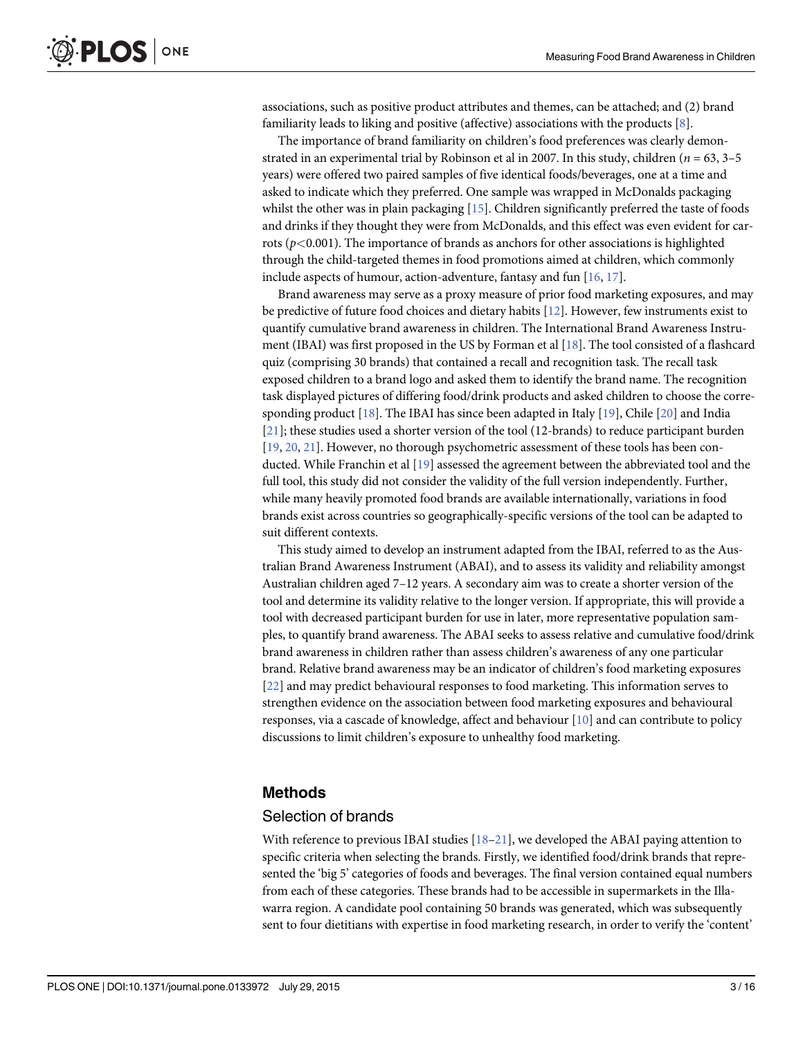associations, such as positive product attributes and themes, can be attached; and (2) brand familiarity leads to liking and positive (affective) associations with the products [8].

The importance of brand familiarity on children's food preferences was clearly demonstrated in an experimental trial by Robinson et al in 2007. In this study, children ($n$ = 63, 3–5 years) were offered two paired samples of five identical foods/beverages, one at a time and asked to indicate which they preferred. One sample was wrapped in McDonalds packaging whilst the other was in plain packaging [15]. Children significantly preferred the taste of foods and drinks if they thought they were from McDonalds, and this effect was even evident for carrots ($p<0.001$). The importance of brands as anchors for other associations is highlighted through the child-targeted themes in food promotions aimed at children, which commonly include aspects of humour, action-adventure, fantasy and fun [16, 17].

Brand awareness may serve as a proxy measure of prior food marketing exposures, and may be predictive of future food choices and dietary habits [12]. However, few instruments exist to quantify cumulative brand awareness in children. The International Brand Awareness Instrument (IBAI) was first proposed in the US by Forman et al [18]. The tool consisted of a flashcard quiz (comprising 30 brands) that contained a recall and recognition task. The recall task exposed children to a brand logo and asked them to identify the brand name. The recognition task displayed pictures of differing food/drink products and asked children to choose the corresponding product [18]. The IBAI has since been adapted in Italy [19], Chile [20] and India [21]; these studies used a shorter version of the tool (12-brands) to reduce participant burden [19, 20, 21]. However, no thorough psychometric assessment of these tools has been conducted. While Franchin et al [19] assessed the agreement between the abbreviated tool and the full tool, this study did not consider the validity of the full version independently. Further, while many heavily promoted food brands are available internationally, variations in food brands exist across countries so geographically-specific versions of the tool can be adapted to suit different contexts.

This study aimed to develop an instrument adapted from the IBAI, referred to as the Australian Brand Awareness Instrument (ABAI), and to assess its validity and reliability amongst Australian children aged 7–12 years. A secondary aim was to create a shorter version of the tool and determine its validity relative to the longer version. If appropriate, this will provide a tool with decreased participant burden for use in later, more representative population samples, to quantify brand awareness. The ABAI seeks to assess relative and cumulative food/drink brand awareness in children rather than assess children's awareness of any one particular brand. Relative brand awareness may be an indicator of children's food marketing exposures [22] and may predict behavioural responses to food marketing. This information serves to strengthen evidence on the association between food marketing exposures and behavioural responses, via a cascade of knowledge, affect and behaviour [10] and can contribute to policy discussions to limit children's exposure to unhealthy food marketing.

## Methods

### Selection of brands

With reference to previous IBAI studies [18–21], we developed the ABAI paying attention to specific criteria when selecting the brands. Firstly, we identified food/drink brands that represented the 'big 5' categories of foods and beverages. The final version contained equal numbers from each of these categories. These brands had to be accessible in supermarkets in the Illawarra region. A candidate pool containing 50 brands was generated, which was subsequently sent to four dietitians with expertise in food marketing research, in order to verify the 'content'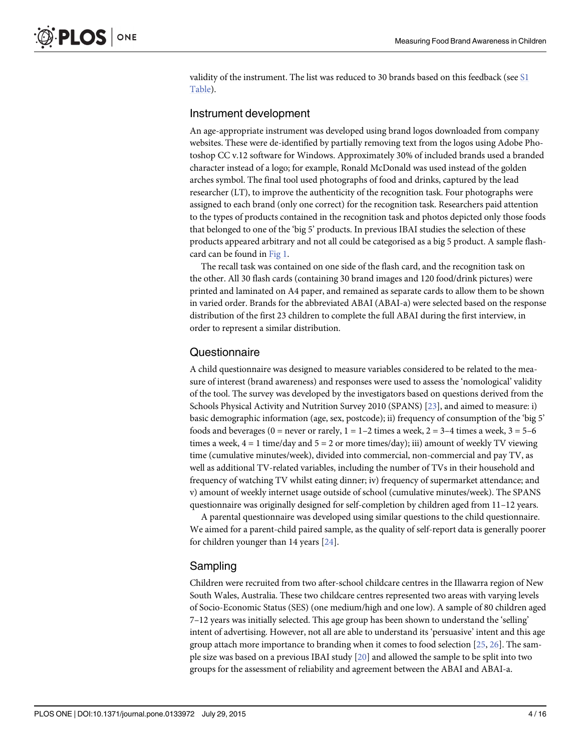validity of the instrument. The list was reduced to 30 brands based on this feedback (see S1 Table).

## Instrument development

An age-appropriate instrument was developed using brand logos downloaded from company websites. These were de-identified by partially removing text from the logos using Adobe Photoshop CC v.12 software for Windows. Approximately 30% of included brands used a branded character instead of a logo; for example, Ronald McDonald was used instead of the golden arches symbol. The final tool used photographs of food and drinks, captured by the lead researcher (LT), to improve the authenticity of the recognition task. Four photographs were assigned to each brand (only one correct) for the recognition task. Researchers paid attention to the types of products contained in the recognition task and photos depicted only those foods that belonged to one of the 'big 5' products. In previous IBAI studies the selection of these products appeared arbitrary and not all could be categorised as a big 5 product. A sample flashcard can be found in Fig 1.

The recall task was contained on one side of the flash card, and the recognition task on the other. All 30 flash cards (containing 30 brand images and 120 food/drink pictures) were printed and laminated on A4 paper, and remained as separate cards to allow them to be shown in varied order. Brands for the abbreviated ABAI (ABAI-a) were selected based on the response distribution of the first 23 children to complete the full ABAI during the first interview, in order to represent a similar distribution.

## Questionnaire

A child questionnaire was designed to measure variables considered to be related to the measure of interest (brand awareness) and responses were used to assess the 'nomological' validity of the tool. The survey was developed by the investigators based on questions derived from the Schools Physical Activity and Nutrition Survey 2010 (SPANS) [23], and aimed to measure: i) basic demographic information (age, sex, postcode); ii) frequency of consumption of the 'big 5' foods and beverages (0 = never or rarely, 1 = 1–2 times a week, 2 = 3–4 times a week, 3 = 5–6 times a week, 4 = 1 time/day and 5 = 2 or more times/day); iii) amount of weekly TV viewing time (cumulative minutes/week), divided into commercial, non-commercial and pay TV, as well as additional TV-related variables, including the number of TVs in their household and frequency of watching TV whilst eating dinner; iv) frequency of supermarket attendance; and v) amount of weekly internet usage outside of school (cumulative minutes/week). The SPANS questionnaire was originally designed for self-completion by children aged from 11–12 years.

A parental questionnaire was developed using similar questions to the child questionnaire. We aimed for a parent-child paired sample, as the quality of self-report data is generally poorer for children younger than 14 years [24].

## Sampling

Children were recruited from two after-school childcare centres in the Illawarra region of New South Wales, Australia. These two childcare centres represented two areas with varying levels of Socio-Economic Status (SES) (one medium/high and one low). A sample of 80 children aged 7–12 years was initially selected. This age group has been shown to understand the 'selling' intent of advertising. However, not all are able to understand its 'persuasive' intent and this age group attach more importance to branding when it comes to food selection [25, 26]. The sample size was based on a previous IBAI study [20] and allowed the sample to be split into two groups for the assessment of reliability and agreement between the ABAI and ABAI-a.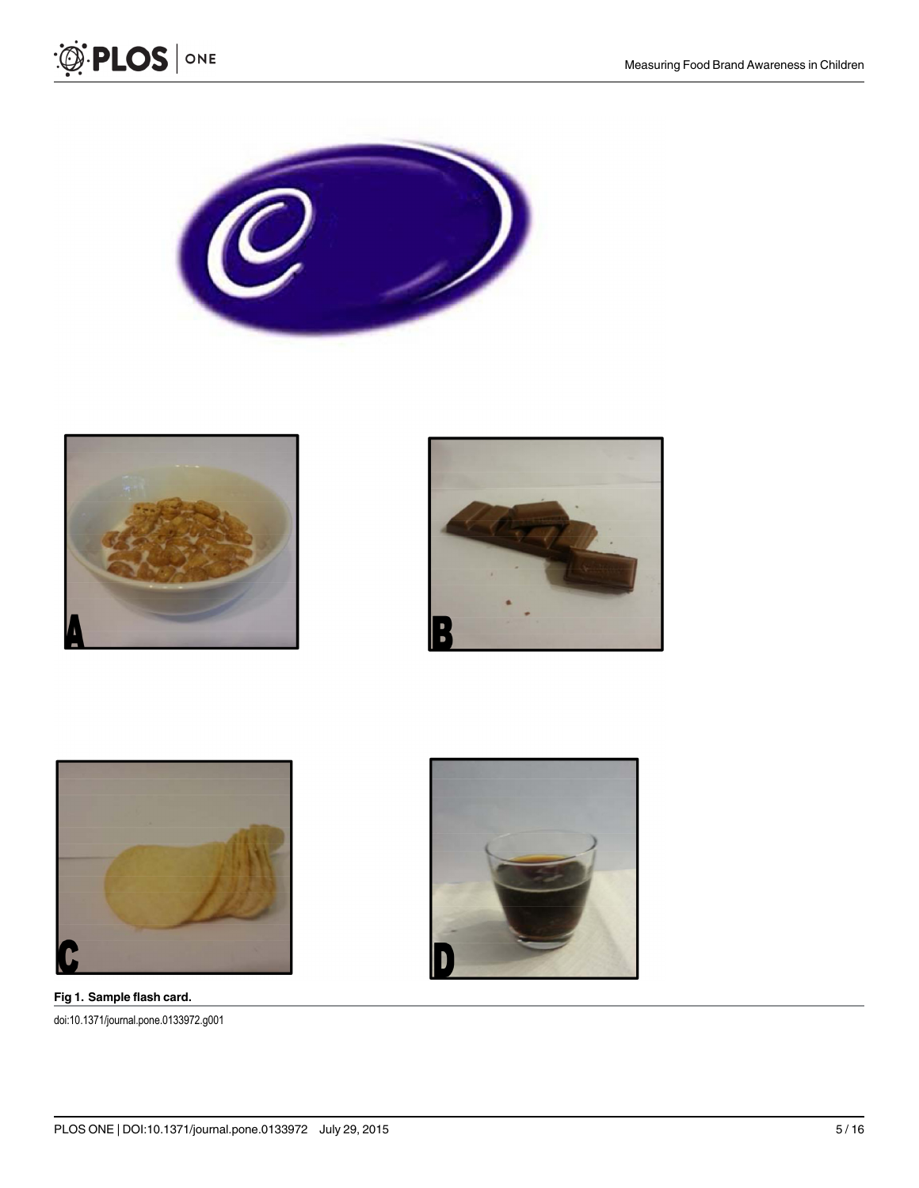Fig 1. Sample flash card.

doi:10.1371/journal.pone.0133972.g001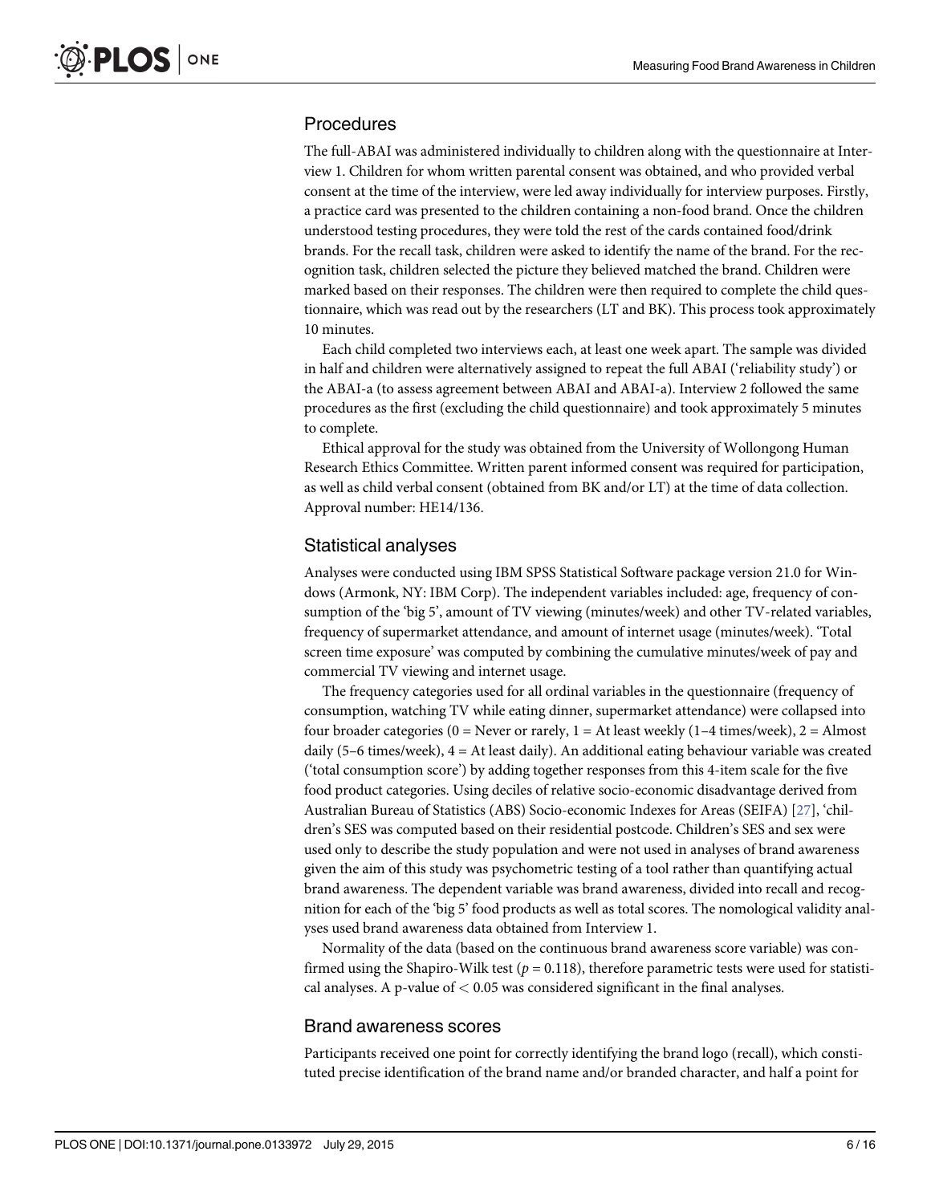## Procedures

The full-ABAI was administered individually to children along with the questionnaire at Interview 1. Children for whom written parental consent was obtained, and who provided verbal consent at the time of the interview, were led away individually for interview purposes. Firstly, a practice card was presented to the children containing a non-food brand. Once the children understood testing procedures, they were told the rest of the cards contained food/drink brands. For the recall task, children were asked to identify the name of the brand. For the recognition task, children selected the picture they believed matched the brand. Children were marked based on their responses. The children were then required to complete the child questionnaire, which was read out by the researchers (LT and BK). This process took approximately 10 minutes.

Each child completed two interviews each, at least one week apart. The sample was divided in half and children were alternatively assigned to repeat the full ABAI ('reliability study') or the ABAI-a (to assess agreement between ABAI and ABAI-a). Interview 2 followed the same procedures as the first (excluding the child questionnaire) and took approximately 5 minutes to complete.

Ethical approval for the study was obtained from the University of Wollongong Human Research Ethics Committee. Written parent informed consent was required for participation, as well as child verbal consent (obtained from BK and/or LT) at the time of data collection. Approval number: HE14/136.

## Statistical analyses

Analyses were conducted using IBM SPSS Statistical Software package version 21.0 for Windows (Armonk, NY: IBM Corp). The independent variables included: age, frequency of consumption of the 'big 5', amount of TV viewing (minutes/week) and other TV-related variables, frequency of supermarket attendance, and amount of internet usage (minutes/week). 'Total screen time exposure' was computed by combining the cumulative minutes/week of pay and commercial TV viewing and internet usage.

The frequency categories used for all ordinal variables in the questionnaire (frequency of consumption, watching TV while eating dinner, supermarket attendance) were collapsed into four broader categories (0 = Never or rarely, 1 = At least weekly (1–4 times/week), 2 = Almost daily (5–6 times/week), 4 = At least daily). An additional eating behaviour variable was created ('total consumption score') by adding together responses from this 4-item scale for the five food product categories. Using deciles of relative socio-economic disadvantage derived from Australian Bureau of Statistics (ABS) Socio-economic Indexes for Areas (SEIFA) [27], 'children's SES was computed based on their residential postcode. Children's SES and sex were used only to describe the study population and were not used in analyses of brand awareness given the aim of this study was psychometric testing of a tool rather than quantifying actual brand awareness. The dependent variable was brand awareness, divided into recall and recognition for each of the 'big 5' food products as well as total scores. The nomological validity analyses used brand awareness data obtained from Interview 1.

Normality of the data (based on the continuous brand awareness score variable) was confirmed using the Shapiro-Wilk test ($p = 0.118$), therefore parametric tests were used for statistical analyses. A p-value of $< 0.05$ was considered significant in the final analyses.

## Brand awareness scores

Participants received one point for correctly identifying the brand logo (recall), which constituted precise identification of the brand name and/or branded character, and half a point for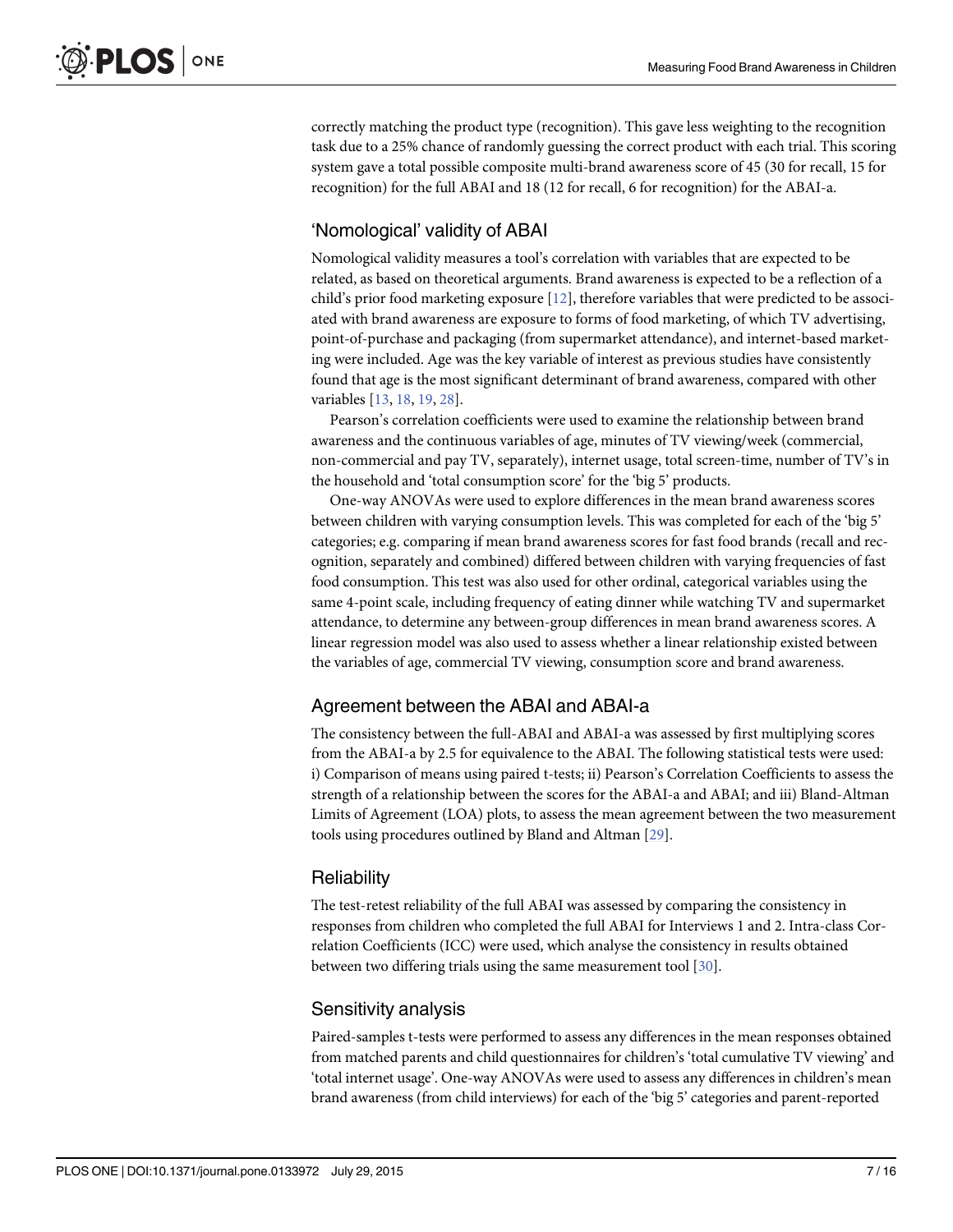correctly matching the product type (recognition). This gave less weighting to the recognition task due to a 25% chance of randomly guessing the correct product with each trial. This scoring system gave a total possible composite multi-brand awareness score of 45 (30 for recall, 15 for recognition) for the full ABAI and 18 (12 for recall, 6 for recognition) for the ABAI-a.

## 'Nomological' validity of ABAI

Nomological validity measures a tool's correlation with variables that are expected to be related, as based on theoretical arguments. Brand awareness is expected to be a reflection of a child's prior food marketing exposure [12], therefore variables that were predicted to be associated with brand awareness are exposure to forms of food marketing, of which TV advertising, point-of-purchase and packaging (from supermarket attendance), and internet-based marketing were included. Age was the key variable of interest as previous studies have consistently found that age is the most significant determinant of brand awareness, compared with other variables [13, 18, 19, 28].

Pearson's correlation coefficients were used to examine the relationship between brand awareness and the continuous variables of age, minutes of TV viewing/week (commercial, non-commercial and pay TV, separately), internet usage, total screen-time, number of TV's in the household and 'total consumption score' for the 'big 5' products.

One-way ANOVAs were used to explore differences in the mean brand awareness scores between children with varying consumption levels. This was completed for each of the 'big 5' categories; e.g. comparing if mean brand awareness scores for fast food brands (recall and recognition, separately and combined) differed between children with varying frequencies of fast food consumption. This test was also used for other ordinal, categorical variables using the same 4-point scale, including frequency of eating dinner while watching TV and supermarket attendance, to determine any between-group differences in mean brand awareness scores. A linear regression model was also used to assess whether a linear relationship existed between the variables of age, commercial TV viewing, consumption score and brand awareness.

## Agreement between the ABAI and ABAI-a

The consistency between the full-ABAI and ABAI-a was assessed by first multiplying scores from the ABAI-a by 2.5 for equivalence to the ABAI. The following statistical tests were used: i) Comparison of means using paired t-tests; ii) Pearson's Correlation Coefficients to assess the strength of a relationship between the scores for the ABAI-a and ABAI; and iii) Bland-Altman Limits of Agreement (LOA) plots, to assess the mean agreement between the two measurement tools using procedures outlined by Bland and Altman [29].

## Reliability

The test-retest reliability of the full ABAI was assessed by comparing the consistency in responses from children who completed the full ABAI for Interviews 1 and 2. Intra-class Correlation Coefficients (ICC) were used, which analyse the consistency in results obtained between two differing trials using the same measurement tool [30].

## Sensitivity analysis

Paired-samples t-tests were performed to assess any differences in the mean responses obtained from matched parents and child questionnaires for children's 'total cumulative TV viewing' and 'total internet usage'. One-way ANOVAs were used to assess any differences in children's mean brand awareness (from child interviews) for each of the 'big 5' categories and parent-reported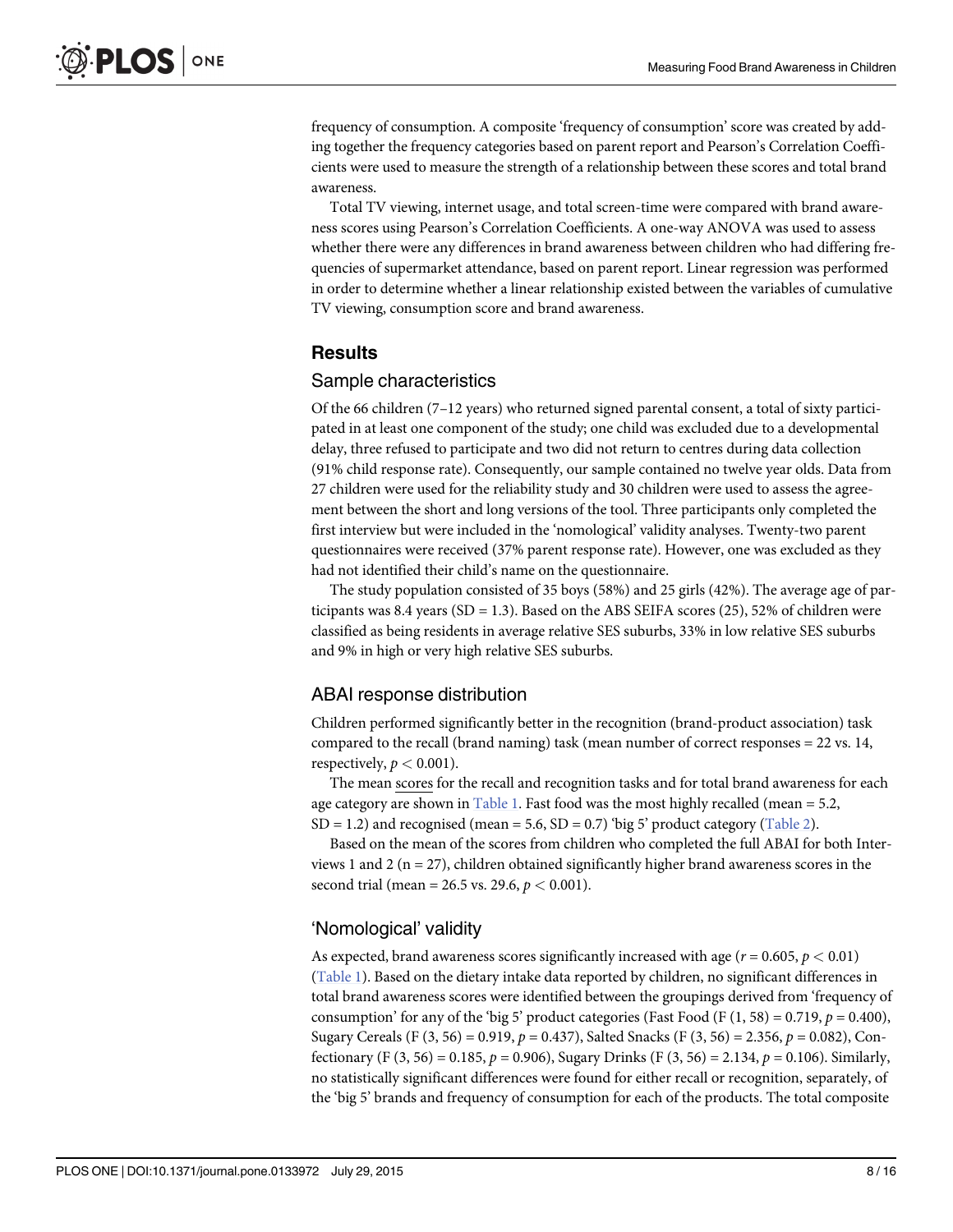frequency of consumption. A composite 'frequency of consumption' score was created by adding together the frequency categories based on parent report and Pearson's Correlation Coefficients were used to measure the strength of a relationship between these scores and total brand awareness.

Total TV viewing, internet usage, and total screen-time were compared with brand awareness scores using Pearson's Correlation Coefficients. A one-way ANOVA was used to assess whether there were any differences in brand awareness between children who had differing frequencies of supermarket attendance, based on parent report. Linear regression was performed in order to determine whether a linear relationship existed between the variables of cumulative TV viewing, consumption score and brand awareness.

## Results

### Sample characteristics

Of the 66 children (7–12 years) who returned signed parental consent, a total of sixty participated in at least one component of the study; one child was excluded due to a developmental delay, three refused to participate and two did not return to centres during data collection (91% child response rate). Consequently, our sample contained no twelve year olds. Data from 27 children were used for the reliability study and 30 children were used to assess the agreement between the short and long versions of the tool. Three participants only completed the first interview but were included in the 'nomological' validity analyses. Twenty-two parent questionnaires were received (37% parent response rate). However, one was excluded as they had not identified their child's name on the questionnaire.

The study population consisted of 35 boys (58%) and 25 girls (42%). The average age of participants was 8.4 years (SD = 1.3). Based on the ABS SEIFA scores (25), 52% of children were classified as being residents in average relative SES suburbs, 33% in low relative SES suburbs and 9% in high or very high relative SES suburbs.

### ABAI response distribution

Children performed significantly better in the recognition (brand-product association) task compared to the recall (brand naming) task (mean number of correct responses = 22 vs. 14, respectively, $p < 0.001$).

The mean scores for the recall and recognition tasks and for total brand awareness for each age category are shown in Table 1. Fast food was the most highly recalled (mean = 5.2, SD = 1.2) and recognised (mean = 5.6, SD = 0.7) 'big 5' product category (Table 2).

Based on the mean of the scores from children who completed the full ABAI for both Interviews 1 and 2 (n = 27), children obtained significantly higher brand awareness scores in the second trial (mean = 26.5 vs. 29.6, $p < 0.001$).

### 'Nomological' validity

As expected, brand awareness scores significantly increased with age ($r = 0.605$, $p < 0.01$) (Table 1). Based on the dietary intake data reported by children, no significant differences in total brand awareness scores were identified between the groupings derived from 'frequency of consumption' for any of the 'big 5' product categories (Fast Food ($F (1, 58) = 0.719$, $p = 0.400$), Sugary Cereals ($F (3, 56) = 0.919$, $p = 0.437$), Salted Snacks ($F (3, 56) = 2.356$, $p = 0.082$), Confectionary ($F (3, 56) = 0.185$, $p = 0.906$), Sugary Drinks ($F (3, 56) = 2.134$, $p = 0.106$). Similarly, no statistically significant differences were found for either recall or recognition, separately, of the 'big 5' brands and frequency of consumption for each of the products. The total composite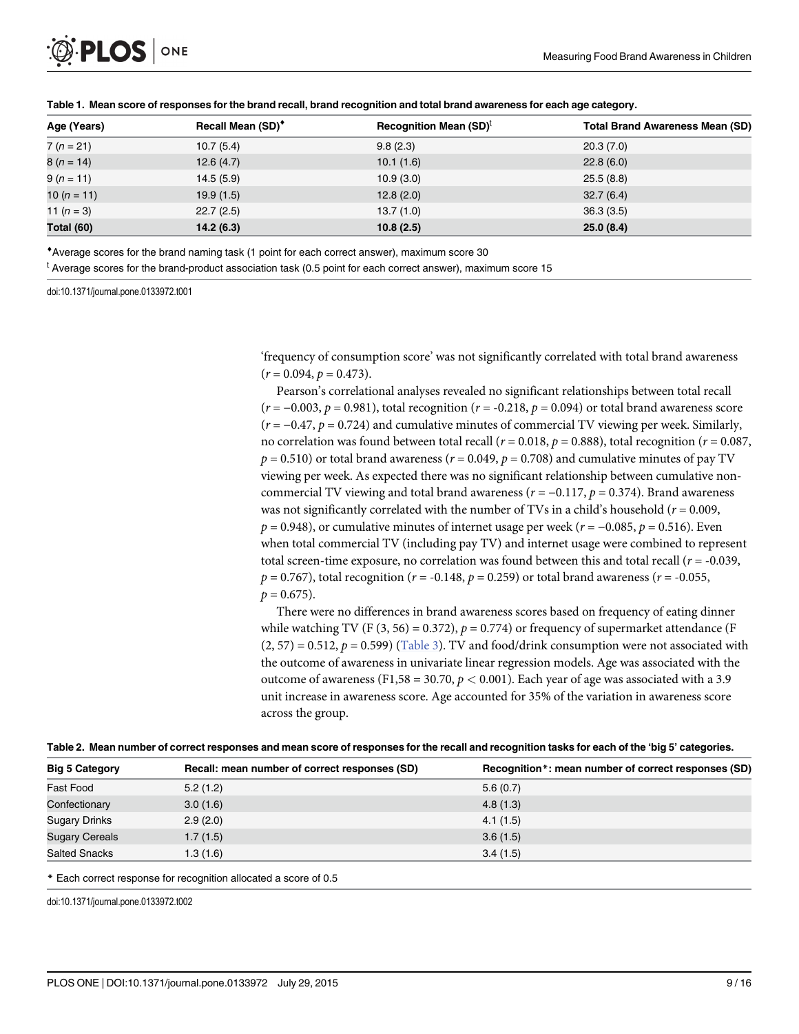Table 1. Mean score of responses for the brand recall, brand recognition and total brand awareness for each age category.

| Age (Years) | Recall Mean (SD)[♦] | Recognition Mean (SD)[ŧ] | Total Brand Awareness Mean (SD) |
|---|---|---|---|
| 7 ($n$ = 21) | 10.7 (5.4) | 9.8 (2.3) | 20.3 (7.0) |
| 8 ($n$ = 14) | 12.6 (4.7) | 10.1 (1.6) | 22.8 (6.0) |
| 9 ($n$ = 11) | 14.5 (5.9) | 10.9 (3.0) | 25.5 (8.8) |
| 10 ($n$ = 11) | 19.9 (1.5) | 12.8 (2.0) | 32.7 (6.4) |
| 11 ($n$ = 3) | 22.7 (2.5) | 13.7 (1.0) | 36.3 (3.5) |
| **Total (60)** | **14.2 (6.3)** | **10.8 (2.5)** | **25.0 (8.4)** |

♦Average scores for the brand naming task (1 point for each correct answer), maximum score 30

ŧ Average scores for the brand-product association task (0.5 point for each correct answer), maximum score 15

doi:10.1371/journal.pone.0133972.t001

'frequency of consumption score' was not significantly correlated with total brand awareness ($r = 0.094$, $p = 0.473$).

Pearson's correlational analyses revealed no significant relationships between total recall ($r = -0.003$, $p = 0.981$), total recognition ($r = -0.218$, $p = 0.094$) or total brand awareness score ($r = -0.47$, $p = 0.724$) and cumulative minutes of commercial TV viewing per week. Similarly, no correlation was found between total recall ($r = 0.018$, $p = 0.888$), total recognition ($r = 0.087$, $p = 0.510$) or total brand awareness ($r = 0.049$, $p = 0.708$) and cumulative minutes of pay TV viewing per week. As expected there was no significant relationship between cumulative non-commercial TV viewing and total brand awareness ($r = -0.117$, $p = 0.374$). Brand awareness was not significantly correlated with the number of TVs in a child's household ($r = 0.009$, $p = 0.948$), or cumulative minutes of internet usage per week ($r = -0.085$, $p = 0.516$). Even when total commercial TV (including pay TV) and internet usage were combined to represent total screen-time exposure, no correlation was found between this and total recall ($r = -0.039$, $p = 0.767$), total recognition ($r = -0.148$, $p = 0.259$) or total brand awareness ($r = -0.055$, $p = 0.675$).

There were no differences in brand awareness scores based on frequency of eating dinner while watching TV ($F(3, 56) = 0.372$), $p = 0.774$) or frequency of supermarket attendance ($F(2, 57) = 0.512$, $p = 0.599$) (Table 3). TV and food/drink consumption were not associated with the outcome of awareness in univariate linear regression models. Age was associated with the outcome of awareness ($F_{1,58} = 30.70$, $p < 0.001$). Each year of age was associated with a 3.9 unit increase in awareness score. Age accounted for 35% of the variation in awareness score across the group.

Table 2. Mean number of correct responses and mean score of responses for the recall and recognition tasks for each of the 'big 5' categories.

| Big 5 Category | Recall: mean number of correct responses (SD) | Recognition*: mean number of correct responses (SD) |
|---|---|---|
| Fast Food | 5.2 (1.2) | 5.6 (0.7) |
| Confectionary | 3.0 (1.6) | 4.8 (1.3) |
| Sugary Drinks | 2.9 (2.0) | 4.1 (1.5) |
| Sugary Cereals | 1.7 (1.5) | 3.6 (1.5) |
| Salted Snacks | 1.3 (1.6) | 3.4 (1.5) |

* Each correct response for recognition allocated a score of 0.5

doi:10.1371/journal.pone.0133972.t002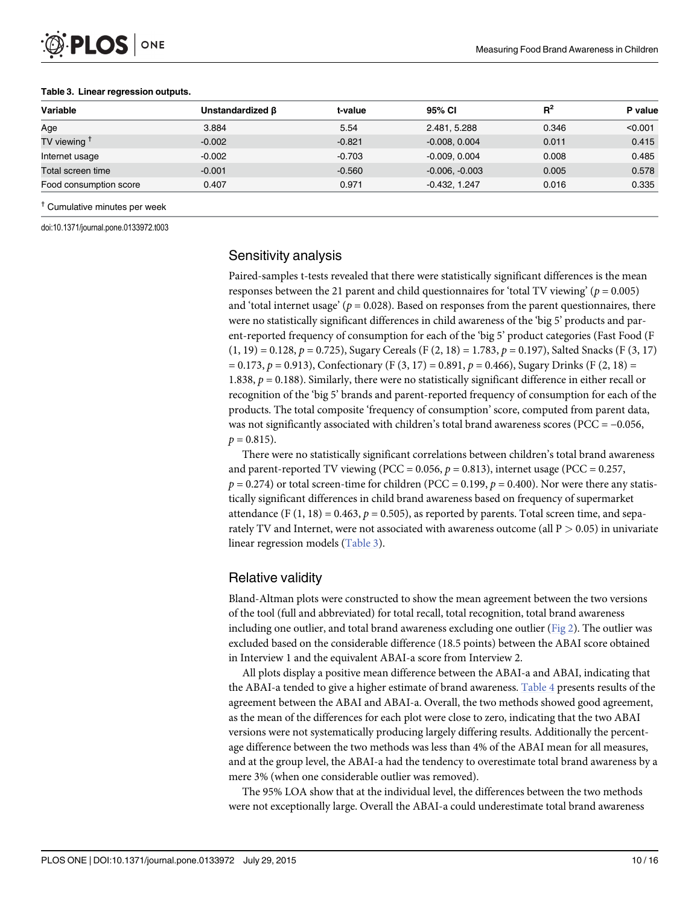**Table 3. Linear regression outputs.**

| Variable | Unstandardized β | t-value | 95% CI | $R^2$ | P value |
|---|---|---|---|---|---|
| Age | 3.884 | 5.54 | 2.481, 5.288 | 0.346 | <0.001 |
| TV viewing [†] | -0.002 | -0.821 | -0.008, 0.004 | 0.011 | 0.415 |
| Internet usage | -0.002 | -0.703 | -0.009, 0.004 | 0.008 | 0.485 |
| Total screen time | -0.001 | -0.560 | -0.006, -0.003 | 0.005 | 0.578 |
| Food consumption score | 0.407 | 0.971 | -0.432, 1.247 | 0.016 | 0.335 |

[†] Cumulative minutes per week

doi:10.1371/journal.pone.0133972.t003

## Sensitivity analysis

Paired-samples t-tests revealed that there were statistically significant differences is the mean responses between the 21 parent and child questionnaires for 'total TV viewing' ($p = 0.005$) and 'total internet usage' ($p = 0.028$). Based on responses from the parent questionnaires, there were no statistically significant differences in child awareness of the 'big 5' products and parent-reported frequency of consumption for each of the 'big 5' product categories (Fast Food ($F (1, 19) = 0.128$, $p = 0.725$), Sugary Cereals ($F (2, 18) = 1.783$, $p = 0.197$), Salted Snacks ($F (3, 17) = 0.173$, $p = 0.913$), Confectionary ($F (3, 17) = 0.891$, $p = 0.466$), Sugary Drinks ($F (2, 18) = 1.838$, $p = 0.188$). Similarly, there were no statistically significant difference in either recall or recognition of the 'big 5' brands and parent-reported frequency of consumption for each of the products. The total composite 'frequency of consumption' score, computed from parent data, was not significantly associated with children's total brand awareness scores (PCC = −0.056, $p = 0.815$).

There were no statistically significant correlations between children's total brand awareness and parent-reported TV viewing (PCC = 0.056, $p = 0.813$), internet usage (PCC = 0.257, $p = 0.274$) or total screen-time for children (PCC = 0.199, $p = 0.400$). Nor were there any statistically significant differences in child brand awareness based on frequency of supermarket attendance ($F (1, 18) = 0.463$, $p = 0.505$), as reported by parents. Total screen time, and separately TV and Internet, were not associated with awareness outcome (all $P > 0.05$) in univariate linear regression models (Table 3).

## Relative validity

Bland-Altman plots were constructed to show the mean agreement between the two versions of the tool (full and abbreviated) for total recall, total recognition, total brand awareness including one outlier, and total brand awareness excluding one outlier (Fig 2). The outlier was excluded based on the considerable difference (18.5 points) between the ABAI score obtained in Interview 1 and the equivalent ABAI-a score from Interview 2.

All plots display a positive mean difference between the ABAI-a and ABAI, indicating that the ABAI-a tended to give a higher estimate of brand awareness. Table 4 presents results of the agreement between the ABAI and ABAI-a. Overall, the two methods showed good agreement, as the mean of the differences for each plot were close to zero, indicating that the two ABAI versions were not systematically producing largely differing results. Additionally the percentage difference between the two methods was less than 4% of the ABAI mean for all measures, and at the group level, the ABAI-a had the tendency to overestimate total brand awareness by a mere 3% (when one considerable outlier was removed).

The 95% LOA show that at the individual level, the differences between the two methods were not exceptionally large. Overall the ABAI-a could underestimate total brand awareness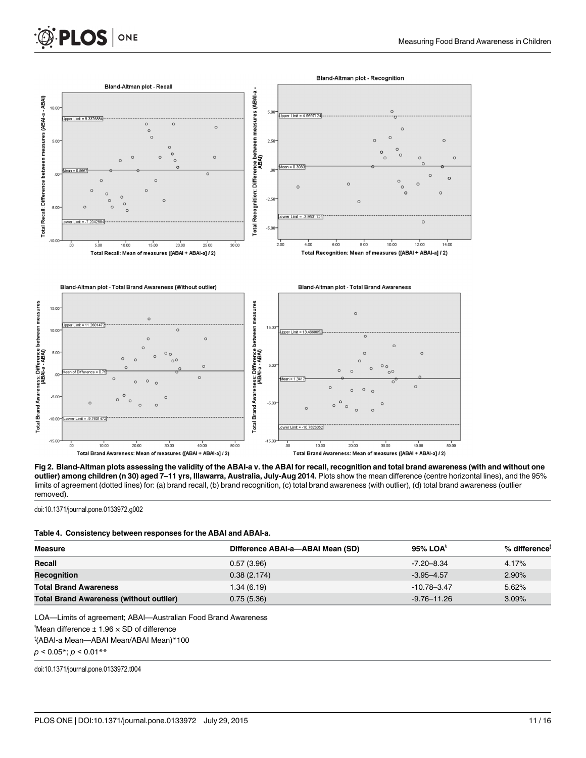**Fig 2. Bland-Altman plots assessing the validity of the ABAI-a v. the ABAI for recall, recognition and total brand awareness (with and without one outlier) among children (n 30) aged 7–11 yrs, Illawarra, Australia, July-Aug 2014.** Plots show the mean difference (centre horizontal lines), and the 95% limits of agreement (dotted lines) for: (a) brand recall, (b) brand recognition, (c) total brand awareness (with outlier), (d) total brand awareness (outlier removed).

doi:10.1371/journal.pone.0133972.g002

**Table 4. Consistency between responses for the ABAI and ABAI-a.**

| Measure | Difference ABAI-a—ABAI Mean (SD) | 95% LOA[ł] | % difference[ƚ] |
|---|---|---|---|
| **Recall** | 0.57 (3.96) | -7.20–8.34 | 4.17% |
| **Recognition** | 0.38 (2.174) | -3.95–4.57 | 2.90% |
| **Total Brand Awareness** | 1.34 (6.19) | -10.78–3.47 | 5.62% |
| **Total Brand Awareness (without outlier)** | 0.75 (5.36) | -9.76–11.26 | 3.09% |

LOA—Limits of agreement; ABAI—Australian Food Brand Awareness

[ł]Mean difference ± 1.96 × SD of difference

[ƚ](ABAI-a Mean—ABAI Mean/ABAI Mean)*100

$p < 0.05$*; $p < 0.01$**

doi:10.1371/journal.pone.0133972.t004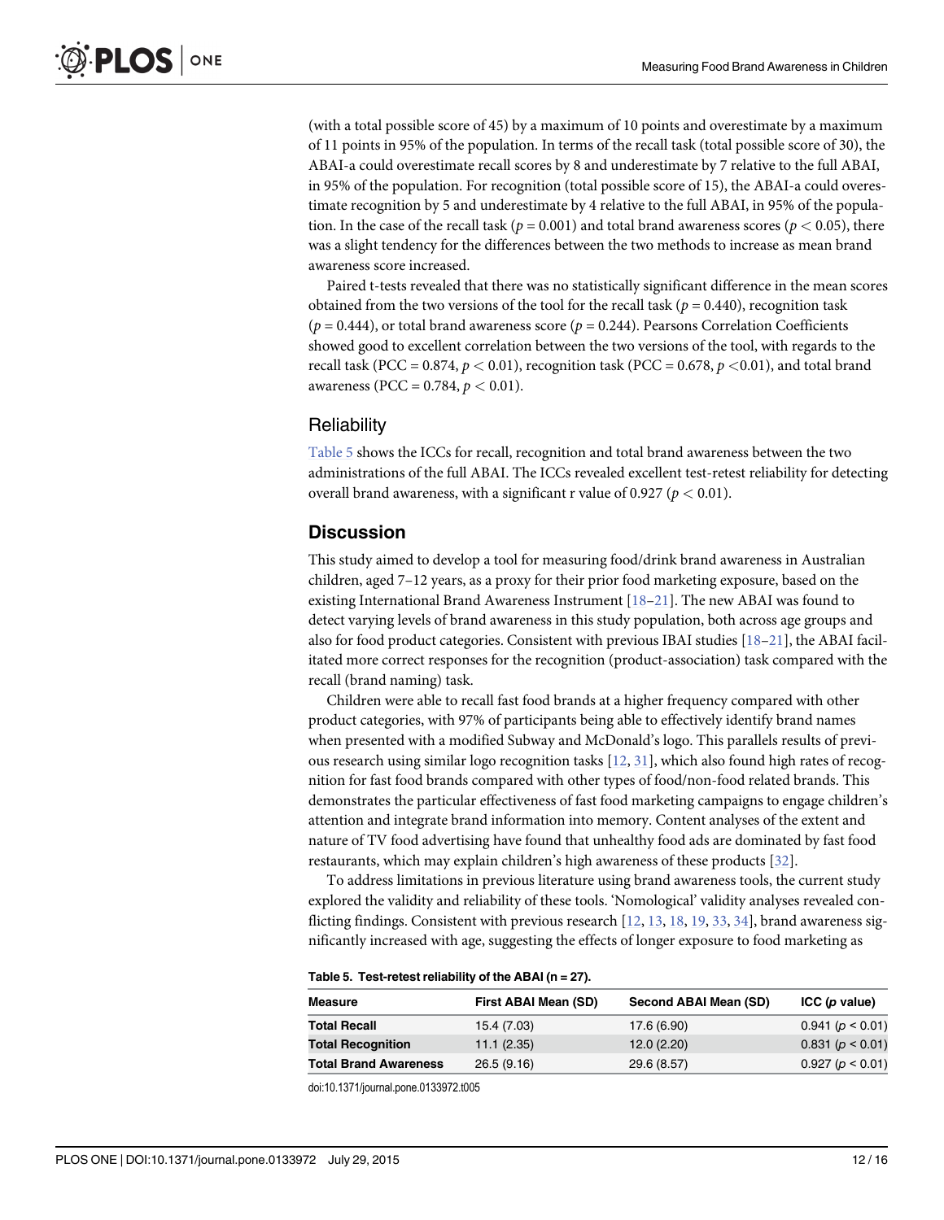(with a total possible score of 45) by a maximum of 10 points and overestimate by a maximum of 11 points in 95% of the population. In terms of the recall task (total possible score of 30), the ABAI-a could overestimate recall scores by 8 and underestimate by 7 relative to the full ABAI, in 95% of the population. For recognition (total possible score of 15), the ABAI-a could overestimate recognition by 5 and underestimate by 4 relative to the full ABAI, in 95% of the population. In the case of the recall task ($p = 0.001$) and total brand awareness scores ($p < 0.05$), there was a slight tendency for the differences between the two methods to increase as mean brand awareness score increased.

Paired t-tests revealed that there was no statistically significant difference in the mean scores obtained from the two versions of the tool for the recall task ($p = 0.440$), recognition task ($p = 0.444$), or total brand awareness score ($p = 0.244$). Pearsons Correlation Coefficients showed good to excellent correlation between the two versions of the tool, with regards to the recall task (PCC = 0.874, $p < 0.01$), recognition task (PCC = 0.678, $p < 0.01$), and total brand awareness (PCC = 0.784, $p < 0.01$).

### Reliability

Table 5 shows the ICCs for recall, recognition and total brand awareness between the two administrations of the full ABAI. The ICCs revealed excellent test-retest reliability for detecting overall brand awareness, with a significant r value of 0.927 ($p < 0.01$).

## Discussion

This study aimed to develop a tool for measuring food/drink brand awareness in Australian children, aged 7–12 years, as a proxy for their prior food marketing exposure, based on the existing International Brand Awareness Instrument [18–21]. The new ABAI was found to detect varying levels of brand awareness in this study population, both across age groups and also for food product categories. Consistent with previous IBAI studies [18–21], the ABAI facilitated more correct responses for the recognition (product-association) task compared with the recall (brand naming) task.

Children were able to recall fast food brands at a higher frequency compared with other product categories, with 97% of participants being able to effectively identify brand names when presented with a modified Subway and McDonald's logo. This parallels results of previous research using similar logo recognition tasks [12, 31], which also found high rates of recognition for fast food brands compared with other types of food/non-food related brands. This demonstrates the particular effectiveness of fast food marketing campaigns to engage children's attention and integrate brand information into memory. Content analyses of the extent and nature of TV food advertising have found that unhealthy food ads are dominated by fast food restaurants, which may explain children's high awareness of these products [32].

To address limitations in previous literature using brand awareness tools, the current study explored the validity and reliability of these tools. 'Nomological' validity analyses revealed conflicting findings. Consistent with previous research [12, 13, 18, 19, 33, 34], brand awareness significantly increased with age, suggesting the effects of longer exposure to food marketing as

**Table 5. Test-retest reliability of the ABAI (n = 27).**

| Measure | First ABAI Mean (SD) | Second ABAI Mean (SD) | ICC (*p* value) |
|---|---|---|---|
| **Total Recall** | 15.4 (7.03) | 17.6 (6.90) | 0.941 ($p < 0.01$) |
| **Total Recognition** | 11.1 (2.35) | 12.0 (2.20) | 0.831 ($p < 0.01$) |
| **Total Brand Awareness** | 26.5 (9.16) | 29.6 (8.57) | 0.927 ($p < 0.01$) |

doi:10.1371/journal.pone.0133972.t005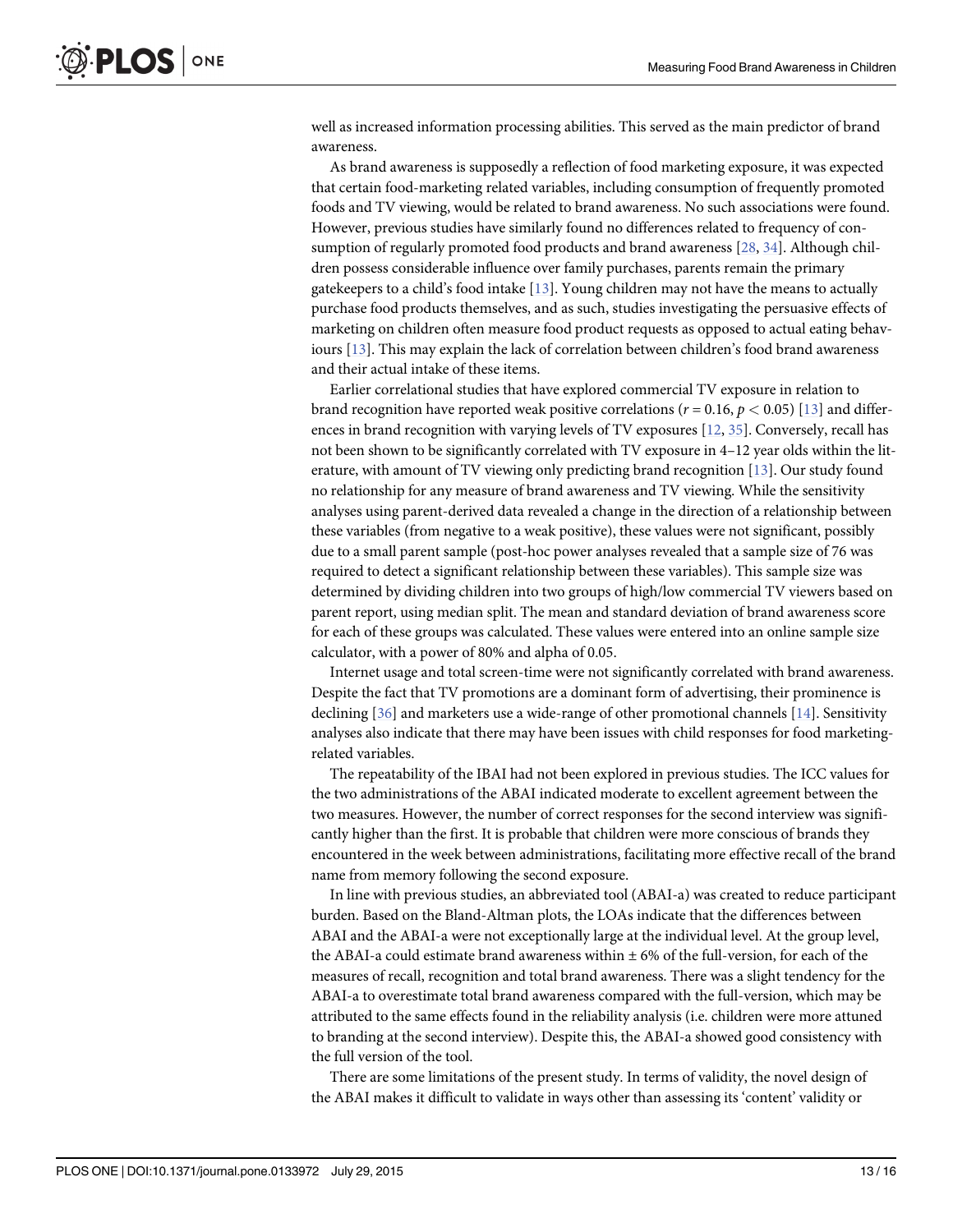well as increased information processing abilities. This served as the main predictor of brand awareness.

As brand awareness is supposedly a reflection of food marketing exposure, it was expected that certain food-marketing related variables, including consumption of frequently promoted foods and TV viewing, would be related to brand awareness. No such associations were found. However, previous studies have similarly found no differences related to frequency of consumption of regularly promoted food products and brand awareness [28, 34]. Although children possess considerable influence over family purchases, parents remain the primary gatekeepers to a child's food intake [13]. Young children may not have the means to actually purchase food products themselves, and as such, studies investigating the persuasive effects of marketing on children often measure food product requests as opposed to actual eating behaviours [13]. This may explain the lack of correlation between children's food brand awareness and their actual intake of these items.

Earlier correlational studies that have explored commercial TV exposure in relation to brand recognition have reported weak positive correlations ($r = 0.16$, $p < 0.05$) [13] and differences in brand recognition with varying levels of TV exposures [12, 35]. Conversely, recall has not been shown to be significantly correlated with TV exposure in 4–12 year olds within the literature, with amount of TV viewing only predicting brand recognition [13]. Our study found no relationship for any measure of brand awareness and TV viewing. While the sensitivity analyses using parent-derived data revealed a change in the direction of a relationship between these variables (from negative to a weak positive), these values were not significant, possibly due to a small parent sample (post-hoc power analyses revealed that a sample size of 76 was required to detect a significant relationship between these variables). This sample size was determined by dividing children into two groups of high/low commercial TV viewers based on parent report, using median split. The mean and standard deviation of brand awareness score for each of these groups was calculated. These values were entered into an online sample size calculator, with a power of 80% and alpha of 0.05.

Internet usage and total screen-time were not significantly correlated with brand awareness. Despite the fact that TV promotions are a dominant form of advertising, their prominence is declining [36] and marketers use a wide-range of other promotional channels [14]. Sensitivity analyses also indicate that there may have been issues with child responses for food marketing-related variables.

The repeatability of the IBAI had not been explored in previous studies. The ICC values for the two administrations of the ABAI indicated moderate to excellent agreement between the two measures. However, the number of correct responses for the second interview was significantly higher than the first. It is probable that children were more conscious of brands they encountered in the week between administrations, facilitating more effective recall of the brand name from memory following the second exposure.

In line with previous studies, an abbreviated tool (ABAI-a) was created to reduce participant burden. Based on the Bland-Altman plots, the LOAs indicate that the differences between ABAI and the ABAI-a were not exceptionally large at the individual level. At the group level, the ABAI-a could estimate brand awareness within ± 6% of the full-version, for each of the measures of recall, recognition and total brand awareness. There was a slight tendency for the ABAI-a to overestimate total brand awareness compared with the full-version, which may be attributed to the same effects found in the reliability analysis (i.e. children were more attuned to branding at the second interview). Despite this, the ABAI-a showed good consistency with the full version of the tool.

There are some limitations of the present study. In terms of validity, the novel design of the ABAI makes it difficult to validate in ways other than assessing its 'content' validity or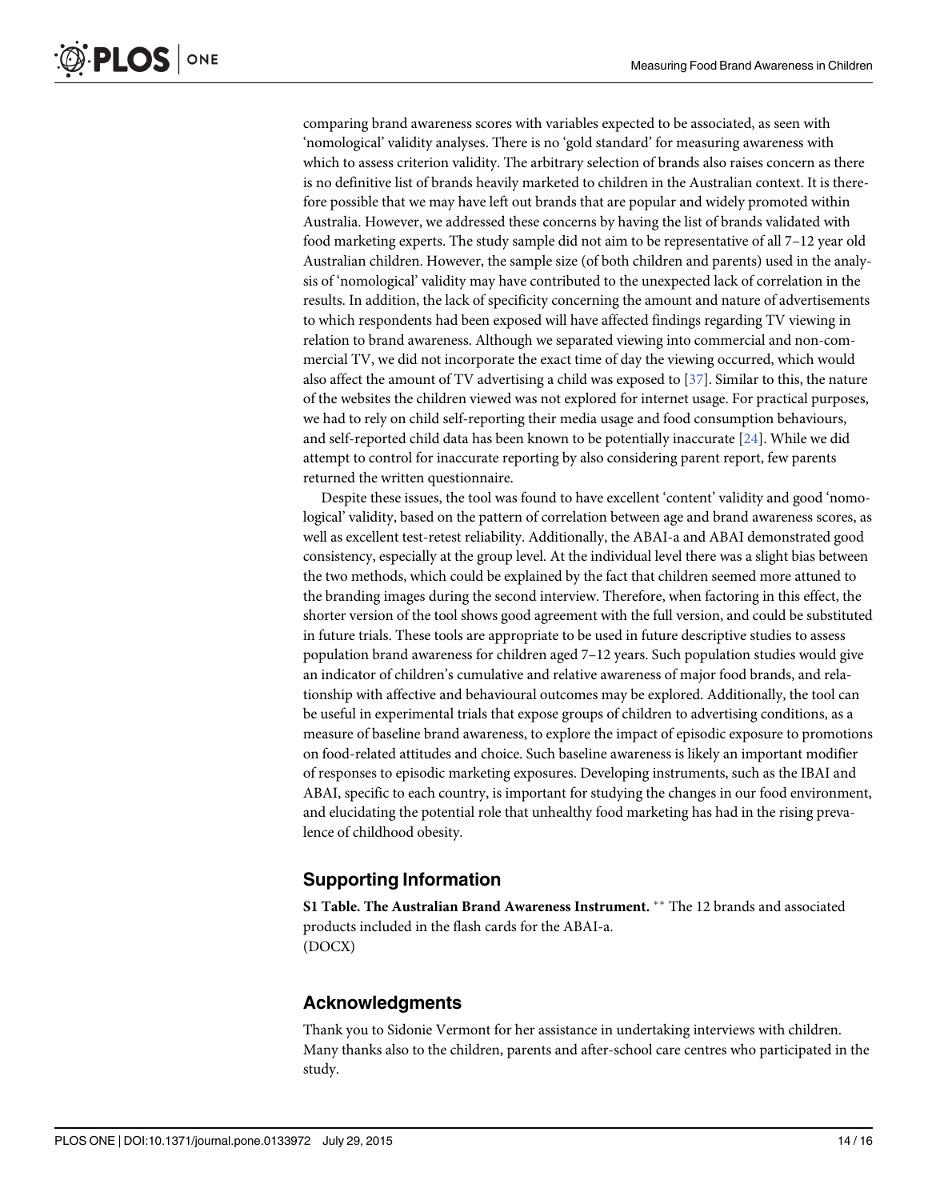comparing brand awareness scores with variables expected to be associated, as seen with 'nomological' validity analyses. There is no 'gold standard' for measuring awareness with which to assess criterion validity. The arbitrary selection of brands also raises concern as there is no definitive list of brands heavily marketed to children in the Australian context. It is therefore possible that we may have left out brands that are popular and widely promoted within Australia. However, we addressed these concerns by having the list of brands validated with food marketing experts. The study sample did not aim to be representative of all 7–12 year old Australian children. However, the sample size (of both children and parents) used in the analysis of 'nomological' validity may have contributed to the unexpected lack of correlation in the results. In addition, the lack of specificity concerning the amount and nature of advertisements to which respondents had been exposed will have affected findings regarding TV viewing in relation to brand awareness. Although we separated viewing into commercial and non-commercial TV, we did not incorporate the exact time of day the viewing occurred, which would also affect the amount of TV advertising a child was exposed to [37]. Similar to this, the nature of the websites the children viewed was not explored for internet usage. For practical purposes, we had to rely on child self-reporting their media usage and food consumption behaviours, and self-reported child data has been known to be potentially inaccurate [24]. While we did attempt to control for inaccurate reporting by also considering parent report, few parents returned the written questionnaire.

Despite these issues, the tool was found to have excellent 'content' validity and good 'nomological' validity, based on the pattern of correlation between age and brand awareness scores, as well as excellent test-retest reliability. Additionally, the ABAI-a and ABAI demonstrated good consistency, especially at the group level. At the individual level there was a slight bias between the two methods, which could be explained by the fact that children seemed more attuned to the branding images during the second interview. Therefore, when factoring in this effect, the shorter version of the tool shows good agreement with the full version, and could be substituted in future trials. These tools are appropriate to be used in future descriptive studies to assess population brand awareness for children aged 7–12 years. Such population studies would give an indicator of children's cumulative and relative awareness of major food brands, and relationship with affective and behavioural outcomes may be explored. Additionally, the tool can be useful in experimental trials that expose groups of children to advertising conditions, as a measure of baseline brand awareness, to explore the impact of episodic exposure to promotions on food-related attitudes and choice. Such baseline awareness is likely an important modifier of responses to episodic marketing exposures. Developing instruments, such as the IBAI and ABAI, specific to each country, is important for studying the changes in our food environment, and elucidating the potential role that unhealthy food marketing has had in the rising prevalence of childhood obesity.

## Supporting Information

**S1 Table. The Australian Brand Awareness Instrument.** ** The 12 brands and associated products included in the flash cards for the ABAI-a.
(DOCX)

## Acknowledgments

Thank you to Sidonie Vermont for her assistance in undertaking interviews with children. Many thanks also to the children, parents and after-school care centres who participated in the study.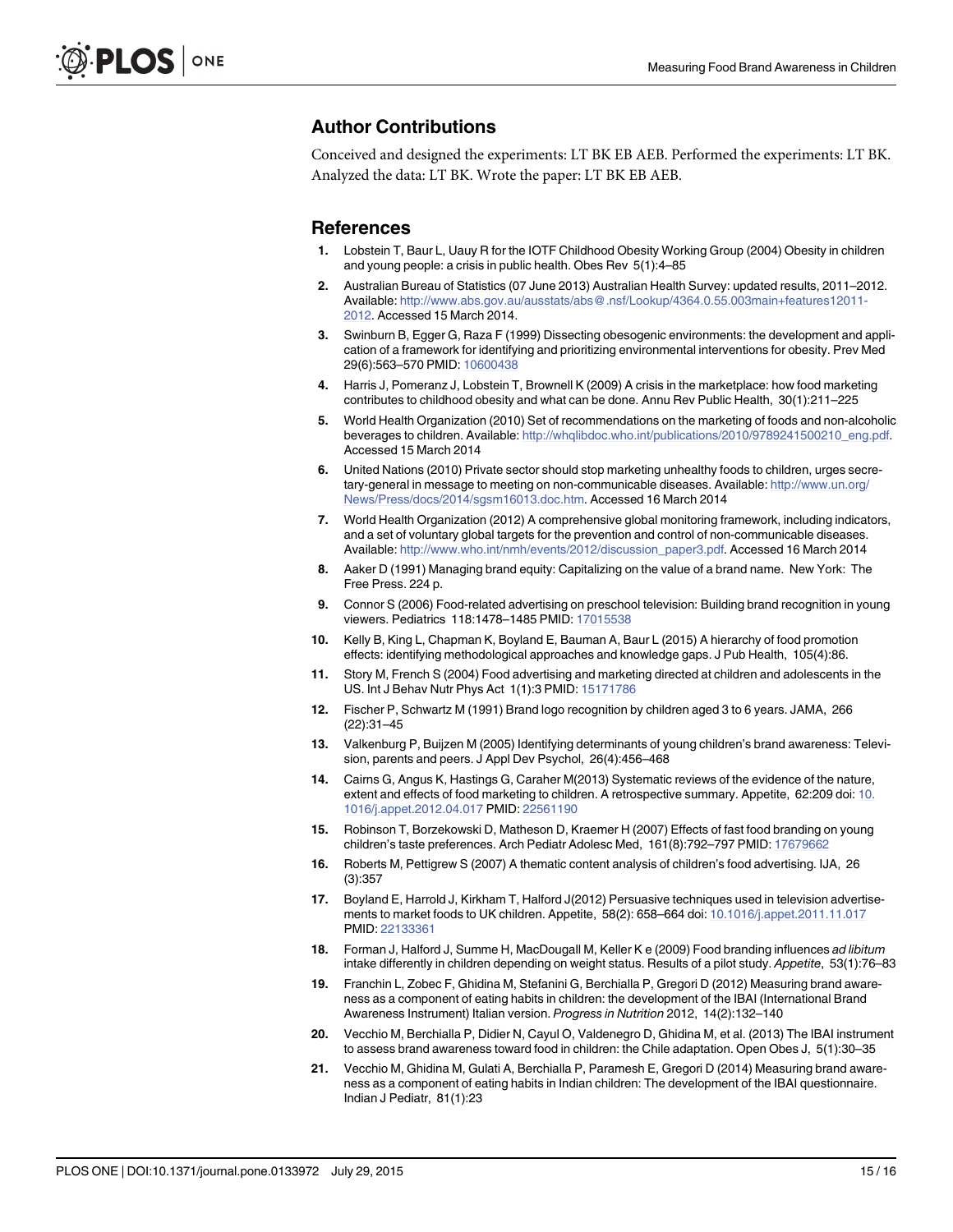## Author Contributions

Conceived and designed the experiments: LT BK EB AEB. Performed the experiments: LT BK. Analyzed the data: LT BK. Wrote the paper: LT BK EB AEB.

## References

1. Lobstein T, Baur L, Uauy R for the IOTF Childhood Obesity Working Group (2004) Obesity in children and young people: a crisis in public health. Obes Rev 5(1):4–85
2. Australian Bureau of Statistics (07 June 2013) Australian Health Survey: updated results, 2011–2012. Available: http://www.abs.gov.au/ausstats/abs@.nsf/Lookup/4364.0.55.003main+features12011-2012. Accessed 15 March 2014.
3. Swinburn B, Egger G, Raza F (1999) Dissecting obesogenic environments: the development and application of a framework for identifying and prioritizing environmental interventions for obesity. Prev Med 29(6):563–570 PMID: 10600438
4. Harris J, Pomeranz J, Lobstein T, Brownell K (2009) A crisis in the marketplace: how food marketing contributes to childhood obesity and what can be done. Annu Rev Public Health, 30(1):211–225
5. World Health Organization (2010) Set of recommendations on the marketing of foods and non-alcoholic beverages to children. Available: http://whqlibdoc.who.int/publications/2010/9789241500210_eng.pdf. Accessed 15 March 2014
6. United Nations (2010) Private sector should stop marketing unhealthy foods to children, urges secretary-general in message to meeting on non-communicable diseases. Available: http://www.un.org/News/Press/docs/2014/sgsm16013.doc.htm. Accessed 16 March 2014
7. World Health Organization (2012) A comprehensive global monitoring framework, including indicators, and a set of voluntary global targets for the prevention and control of non-communicable diseases. Available: http://www.who.int/nmh/events/2012/discussion_paper3.pdf. Accessed 16 March 2014
8. Aaker D (1991) Managing brand equity: Capitalizing on the value of a brand name. New York: The Free Press. 224 p.
9. Connor S (2006) Food-related advertising on preschool television: Building brand recognition in young viewers. Pediatrics 118:1478–1485 PMID: 17015538
10. Kelly B, King L, Chapman K, Boyland E, Bauman A, Baur L (2015) A hierarchy of food promotion effects: identifying methodological approaches and knowledge gaps. J Pub Health, 105(4):86.
11. Story M, French S (2004) Food advertising and marketing directed at children and adolescents in the US. Int J Behav Nutr Phys Act 1(1):3 PMID: 15171786
12. Fischer P, Schwartz M (1991) Brand logo recognition by children aged 3 to 6 years. JAMA, 266 (22):31–45
13. Valkenburg P, Buijzen M (2005) Identifying determinants of young children's brand awareness: Television, parents and peers. J Appl Dev Psychol, 26(4):456–468
14. Cairns G, Angus K, Hastings G, Caraher M(2013) Systematic reviews of the evidence of the nature, extent and effects of food marketing to children. A retrospective summary. Appetite, 62:209 doi: 10.1016/j.appet.2012.04.017 PMID: 22561190
15. Robinson T, Borzekowski D, Matheson D, Kraemer H (2007) Effects of fast food branding on young children's taste preferences. Arch Pediatr Adolesc Med, 161(8):792–797 PMID: 17679662
16. Roberts M, Pettigrew S (2007) A thematic content analysis of children's food advertising. IJA, 26 (3):357
17. Boyland E, Harrold J, Kirkham T, Halford J(2012) Persuasive techniques used in television advertisements to market foods to UK children. Appetite, 58(2): 658–664 doi: 10.1016/j.appet.2011.11.017 PMID: 22133361
18. Forman J, Halford J, Summe H, MacDougall M, Keller K e (2009) Food branding influences *ad libitum* intake differently in children depending on weight status. Results of a pilot study. *Appetite*, 53(1):76–83
19. Franchin L, Zobec F, Ghidina M, Stefanini G, Berchialla P, Gregori D (2012) Measuring brand awareness as a component of eating habits in children: the development of the IBAI (International Brand Awareness Instrument) Italian version. *Progress in Nutrition* 2012, 14(2):132–140
20. Vecchio M, Berchialla P, Didier N, Cayul O, Valdenegro D, Ghidina M, et al. (2013) The IBAI instrument to assess brand awareness toward food in children: the Chile adaptation. Open Obes J, 5(1):30–35
21. Vecchio M, Ghidina M, Gulati A, Berchialla P, Paramesh E, Gregori D (2014) Measuring brand awareness as a component of eating habits in Indian children: The development of the IBAI questionnaire. Indian J Pediatr, 81(1):23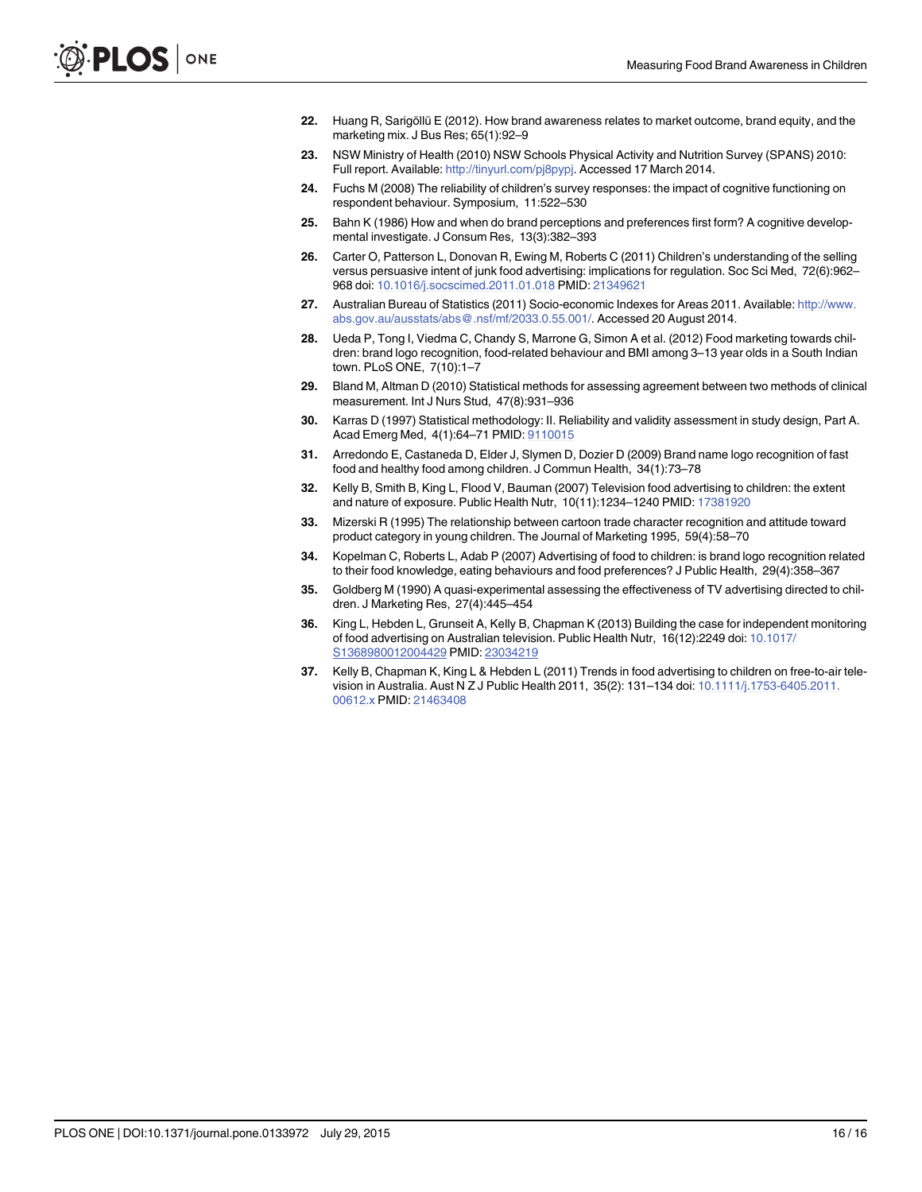22. Huang R, Sarigöllü E (2012). How brand awareness relates to market outcome, brand equity, and the marketing mix. J Bus Res; 65(1):92–9
23. NSW Ministry of Health (2010) NSW Schools Physical Activity and Nutrition Survey (SPANS) 2010: Full report. Available: http://tinyurl.com/pj8pypj. Accessed 17 March 2014.
24. Fuchs M (2008) The reliability of children's survey responses: the impact of cognitive functioning on respondent behaviour. Symposium, 11:522–530
25. Bahn K (1986) How and when do brand perceptions and preferences first form? A cognitive developmental investigate. J Consum Res, 13(3):382–393
26. Carter O, Patterson L, Donovan R, Ewing M, Roberts C (2011) Children's understanding of the selling versus persuasive intent of junk food advertising: implications for regulation. Soc Sci Med, 72(6):962–968 doi: 10.1016/j.socscimed.2011.01.018 PMID: 21349621
27. Australian Bureau of Statistics (2011) Socio-economic Indexes for Areas 2011. Available: http://www.abs.gov.au/ausstats/abs@.nsf/mf/2033.0.55.001/. Accessed 20 August 2014.
28. Ueda P, Tong l, Viedma C, Chandy S, Marrone G, Simon A et al. (2012) Food marketing towards children: brand logo recognition, food-related behaviour and BMI among 3–13 year olds in a South Indian town. PLoS ONE, 7(10):1–7
29. Bland M, Altman D (2010) Statistical methods for assessing agreement between two methods of clinical measurement. Int J Nurs Stud, 47(8):931–936
30. Karras D (1997) Statistical methodology: II. Reliability and validity assessment in study design, Part A. Acad Emerg Med, 4(1):64–71 PMID: 9110015
31. Arredondo E, Castaneda D, Elder J, Slymen D, Dozier D (2009) Brand name logo recognition of fast food and healthy food among children. J Commun Health, 34(1):73–78
32. Kelly B, Smith B, King L, Flood V, Bauman (2007) Television food advertising to children: the extent and nature of exposure. Public Health Nutr, 10(11):1234–1240 PMID: 17381920
33. Mizerski R (1995) The relationship between cartoon trade character recognition and attitude toward product category in young children. The Journal of Marketing 1995, 59(4):58–70
34. Kopelman C, Roberts L, Adab P (2007) Advertising of food to children: is brand logo recognition related to their food knowledge, eating behaviours and food preferences? J Public Health, 29(4):358–367
35. Goldberg M (1990) A quasi-experimental assessing the effectiveness of TV advertising directed to children. J Marketing Res, 27(4):445–454
36. King L, Hebden L, Grunseit A, Kelly B, Chapman K (2013) Building the case for independent monitoring of food advertising on Australian television. Public Health Nutr, 16(12):2249 doi: 10.1017/S1368980012004429 PMID: 23034219
37. Kelly B, Chapman K, King L & Hebden L (2011) Trends in food advertising to children on free-to-air television in Australia. Aust N Z J Public Health 2011, 35(2): 131–134 doi: 10.1111/j.1753-6405.2011.00612.x PMID: 21463408